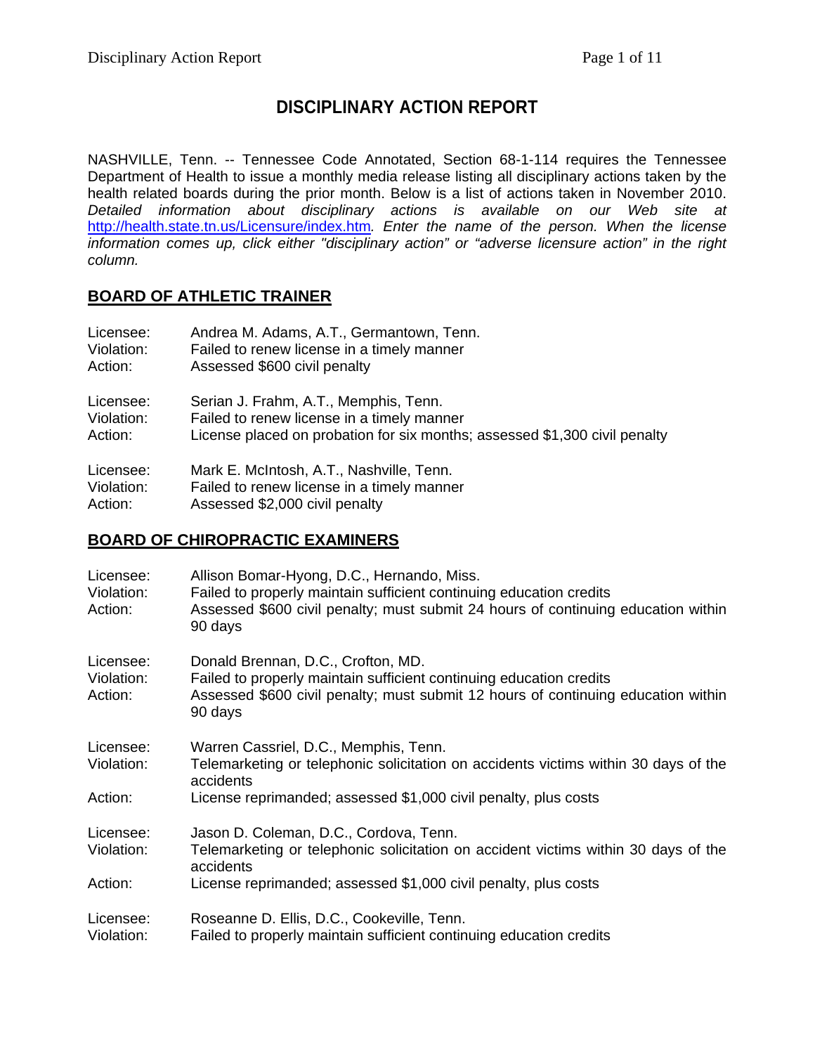# DISCIPLINARY ACTION REPORT

NASHVILLE, Tenn. -- Tennessee Code Annotated, Section 68-1-114 requires the Tennessee Department of Health to issue a monthly media release listing all disciplinary actions taken by the health related boards during the prior month. Below is a list of actions taken in November 2010. *Detailed information about disciplinary actions is available on our Web site at* http://health.state.tn.us/Licensure/index.htm*. Enter the name of the person. When the license information comes up, click either "disciplinary action" or "adverse licensure action" in the right column.*

## BOARD OF ATHLETIC TRAINER

Licensee: Andrea M. Adams, A.T., Germantown, Tenn.
Violation: Failed to renew license in a timely manner
Action: Assessed $600 civil penalty

Licensee: Serian J. Frahm, A.T., Memphis, Tenn.
Violation: Failed to renew license in a timely manner
Action: License placed on probation for six months; assessed $1,300 civil penalty

Licensee: Mark E. McIntosh, A.T., Nashville, Tenn.
Violation: Failed to renew license in a timely manner
Action: Assessed $2,000 civil penalty

## BOARD OF CHIROPRACTIC EXAMINERS

Licensee: Allison Bomar-Hyong, D.C., Hernando, Miss.
Violation: Failed to properly maintain sufficient continuing education credits
Action: Assessed $600 civil penalty; must submit 24 hours of continuing education within 90 days

Licensee: Donald Brennan, D.C., Crofton, MD.
Violation: Failed to properly maintain sufficient continuing education credits
Action: Assessed $600 civil penalty; must submit 12 hours of continuing education within 90 days

Licensee: Warren Cassriel, D.C., Memphis, Tenn.
Violation: Telemarketing or telephonic solicitation on accidents victims within 30 days of the accidents
Action: License reprimanded; assessed $1,000 civil penalty, plus costs

Licensee: Jason D. Coleman, D.C., Cordova, Tenn.
Violation: Telemarketing or telephonic solicitation on accident victims within 30 days of the accidents
Action: License reprimanded; assessed $1,000 civil penalty, plus costs

Licensee: Roseanne D. Ellis, D.C., Cookeville, Tenn.
Violation: Failed to properly maintain sufficient continuing education credits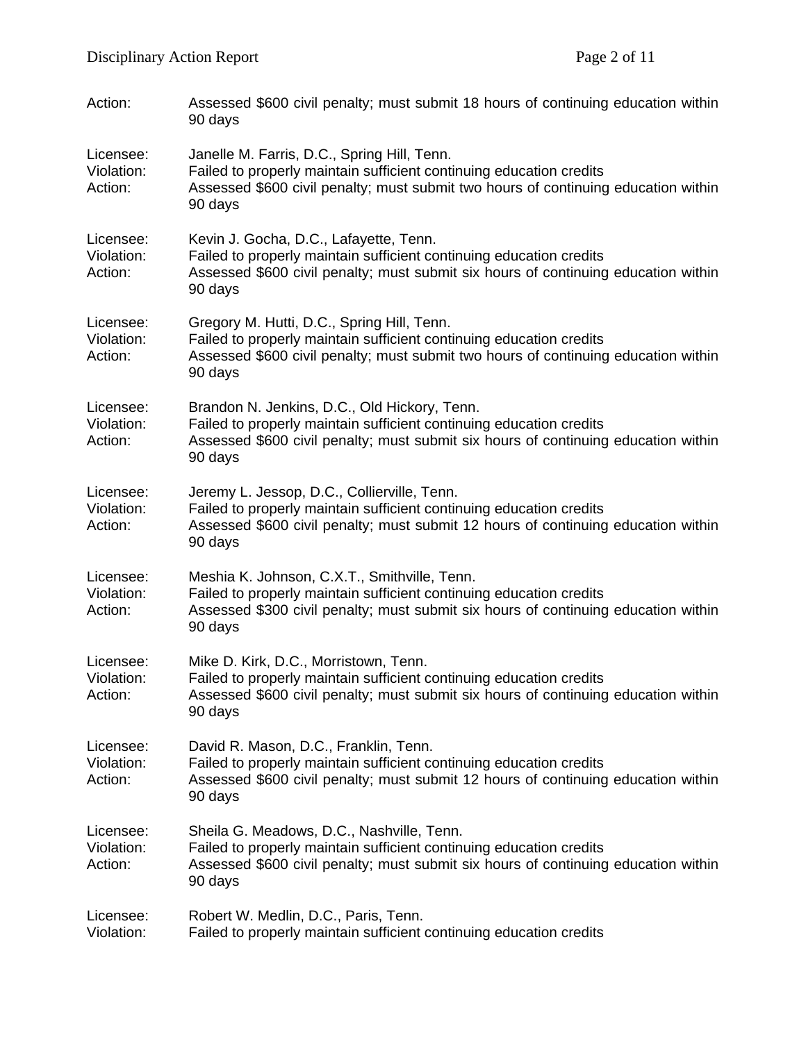Action: Assessed $600 civil penalty; must submit 18 hours of continuing education within 90 days

Licensee: Janelle M. Farris, D.C., Spring Hill, Tenn.
Violation: Failed to properly maintain sufficient continuing education credits
Action: Assessed $600 civil penalty; must submit two hours of continuing education within 90 days

Licensee: Kevin J. Gocha, D.C., Lafayette, Tenn.
Violation: Failed to properly maintain sufficient continuing education credits
Action: Assessed $600 civil penalty; must submit six hours of continuing education within 90 days

Licensee: Gregory M. Hutti, D.C., Spring Hill, Tenn.
Violation: Failed to properly maintain sufficient continuing education credits
Action: Assessed $600 civil penalty; must submit two hours of continuing education within 90 days

Licensee: Brandon N. Jenkins, D.C., Old Hickory, Tenn.
Violation: Failed to properly maintain sufficient continuing education credits
Action: Assessed $600 civil penalty; must submit six hours of continuing education within 90 days

Licensee: Jeremy L. Jessop, D.C., Collierville, Tenn.
Violation: Failed to properly maintain sufficient continuing education credits
Action: Assessed $600 civil penalty; must submit 12 hours of continuing education within 90 days

Licensee: Meshia K. Johnson, C.X.T., Smithville, Tenn.
Violation: Failed to properly maintain sufficient continuing education credits
Action: Assessed $300 civil penalty; must submit six hours of continuing education within 90 days

Licensee: Mike D. Kirk, D.C., Morristown, Tenn.
Violation: Failed to properly maintain sufficient continuing education credits
Action: Assessed $600 civil penalty; must submit six hours of continuing education within 90 days

Licensee: David R. Mason, D.C., Franklin, Tenn.
Violation: Failed to properly maintain sufficient continuing education credits
Action: Assessed $600 civil penalty; must submit 12 hours of continuing education within 90 days

Licensee: Sheila G. Meadows, D.C., Nashville, Tenn.
Violation: Failed to properly maintain sufficient continuing education credits
Action: Assessed $600 civil penalty; must submit six hours of continuing education within 90 days

Licensee: Robert W. Medlin, D.C., Paris, Tenn.
Violation: Failed to properly maintain sufficient continuing education credits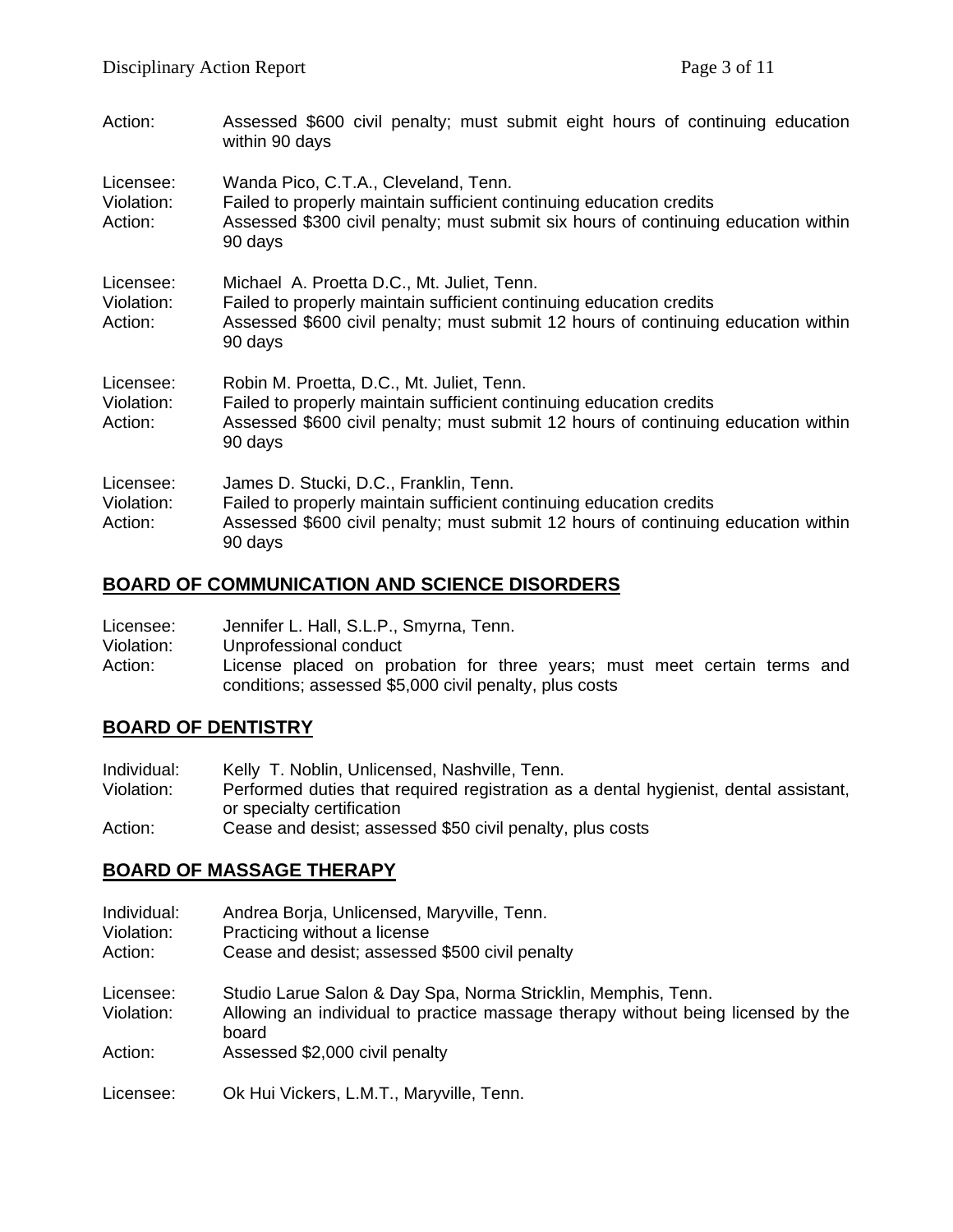Action: Assessed $600 civil penalty; must submit eight hours of continuing education within 90 days

Licensee: Wanda Pico, C.T.A., Cleveland, Tenn.
Violation: Failed to properly maintain sufficient continuing education credits
Action: Assessed $300 civil penalty; must submit six hours of continuing education within 90 days

Licensee: Michael A. Proetta D.C., Mt. Juliet, Tenn.
Violation: Failed to properly maintain sufficient continuing education credits
Action: Assessed $600 civil penalty; must submit 12 hours of continuing education within 90 days

Licensee: Robin M. Proetta, D.C., Mt. Juliet, Tenn.
Violation: Failed to properly maintain sufficient continuing education credits
Action: Assessed $600 civil penalty; must submit 12 hours of continuing education within 90 days

Licensee: James D. Stucki, D.C., Franklin, Tenn.
Violation: Failed to properly maintain sufficient continuing education credits
Action: Assessed $600 civil penalty; must submit 12 hours of continuing education within 90 days

## BOARD OF COMMUNICATION AND SCIENCE DISORDERS

Licensee: Jennifer L. Hall, S.L.P., Smyrna, Tenn.
Violation: Unprofessional conduct
Action: License placed on probation for three years; must meet certain terms and conditions; assessed $5,000 civil penalty, plus costs

## BOARD OF DENTISTRY

Individual: Kelly T. Noblin, Unlicensed, Nashville, Tenn.
Violation: Performed duties that required registration as a dental hygienist, dental assistant, or specialty certification
Action: Cease and desist; assessed $50 civil penalty, plus costs

## BOARD OF MASSAGE THERAPY

Individual: Andrea Borja, Unlicensed, Maryville, Tenn.
Violation: Practicing without a license
Action: Cease and desist; assessed $500 civil penalty

Licensee: Studio Larue Salon & Day Spa, Norma Stricklin, Memphis, Tenn.
Violation: Allowing an individual to practice massage therapy without being licensed by the board
Action: Assessed $2,000 civil penalty

Licensee: Ok Hui Vickers, L.M.T., Maryville, Tenn.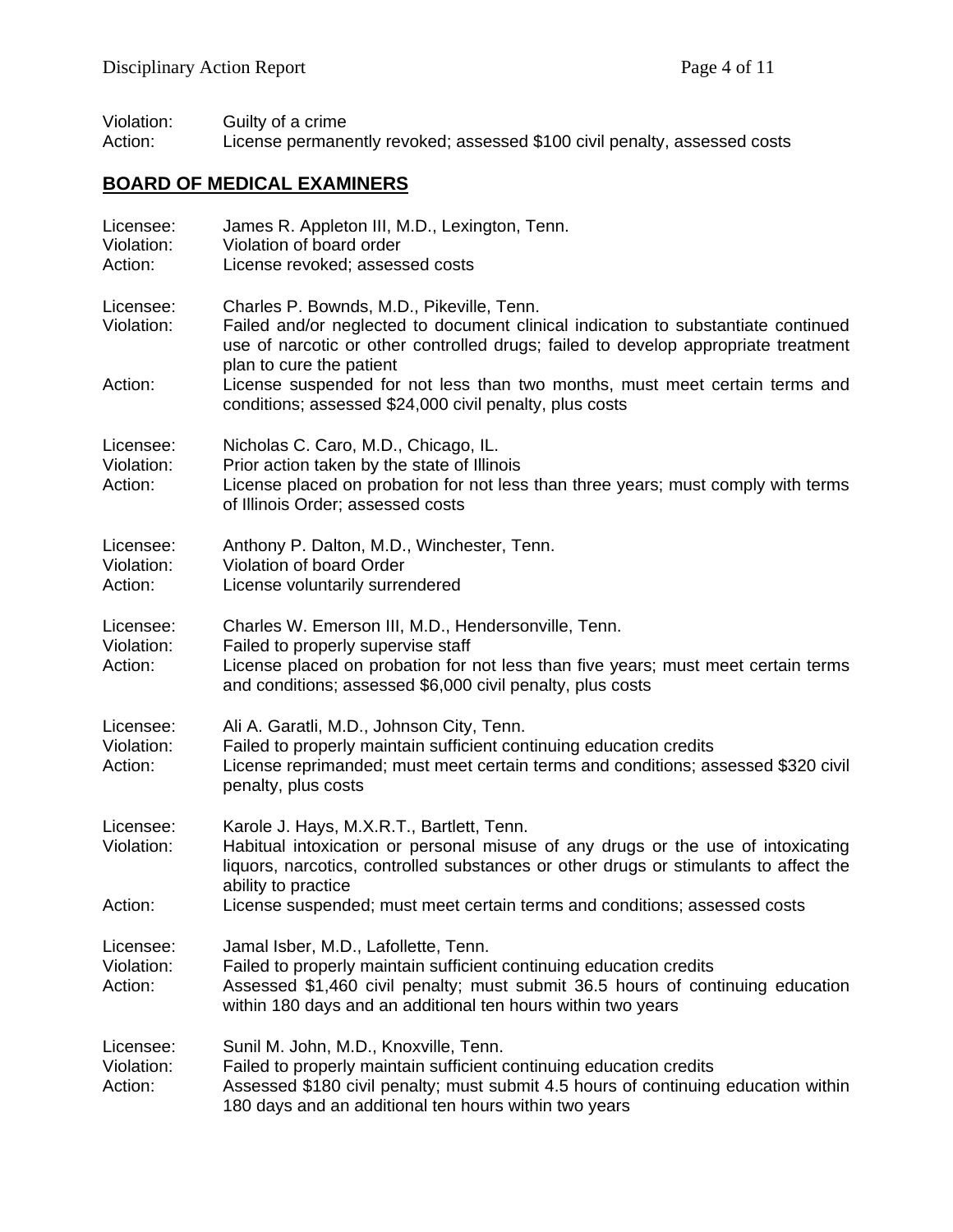Violation: Guilty of a crime
Action: License permanently revoked; assessed $100 civil penalty, assessed costs

## BOARD OF MEDICAL EXAMINERS

Licensee: James R. Appleton III, M.D., Lexington, Tenn.
Violation: Violation of board order
Action: License revoked; assessed costs

Licensee: Charles P. Bownds, M.D., Pikeville, Tenn.
Violation: Failed and/or neglected to document clinical indication to substantiate continued use of narcotic or other controlled drugs; failed to develop appropriate treatment plan to cure the patient
Action: License suspended for not less than two months, must meet certain terms and conditions; assessed $24,000 civil penalty, plus costs

Licensee: Nicholas C. Caro, M.D., Chicago, IL.
Violation: Prior action taken by the state of Illinois
Action: License placed on probation for not less than three years; must comply with terms of Illinois Order; assessed costs

Licensee: Anthony P. Dalton, M.D., Winchester, Tenn.
Violation: Violation of board Order
Action: License voluntarily surrendered

Licensee: Charles W. Emerson III, M.D., Hendersonville, Tenn.
Violation: Failed to properly supervise staff
Action: License placed on probation for not less than five years; must meet certain terms and conditions; assessed $6,000 civil penalty, plus costs

Licensee: Ali A. Garatli, M.D., Johnson City, Tenn.
Violation: Failed to properly maintain sufficient continuing education credits
Action: License reprimanded; must meet certain terms and conditions; assessed $320 civil penalty, plus costs

Licensee: Karole J. Hays, M.X.R.T., Bartlett, Tenn.
Violation: Habitual intoxication or personal misuse of any drugs or the use of intoxicating liquors, narcotics, controlled substances or other drugs or stimulants to affect the ability to practice
Action: License suspended; must meet certain terms and conditions; assessed costs

Licensee: Jamal Isber, M.D., Lafollette, Tenn.
Violation: Failed to properly maintain sufficient continuing education credits
Action: Assessed $1,460 civil penalty; must submit 36.5 hours of continuing education within 180 days and an additional ten hours within two years

Licensee: Sunil M. John, M.D., Knoxville, Tenn.
Violation: Failed to properly maintain sufficient continuing education credits
Action: Assessed $180 civil penalty; must submit 4.5 hours of continuing education within 180 days and an additional ten hours within two years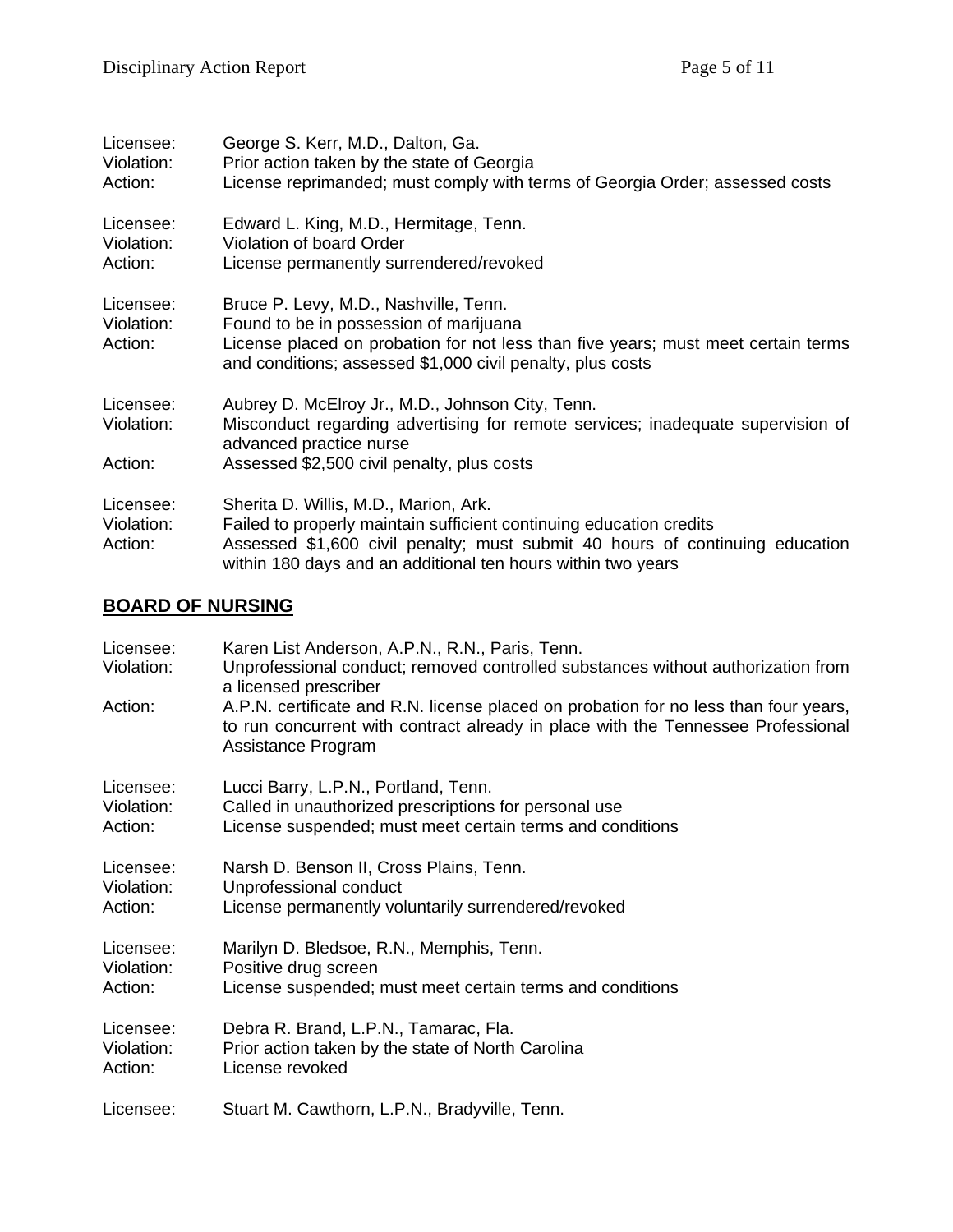Licensee: George S. Kerr, M.D., Dalton, Ga.
Violation: Prior action taken by the state of Georgia
Action: License reprimanded; must comply with terms of Georgia Order; assessed costs

Licensee: Edward L. King, M.D., Hermitage, Tenn.
Violation: Violation of board Order
Action: License permanently surrendered/revoked

Licensee: Bruce P. Levy, M.D., Nashville, Tenn.
Violation: Found to be in possession of marijuana
Action: License placed on probation for not less than five years; must meet certain terms and conditions; assessed $1,000 civil penalty, plus costs

Licensee: Aubrey D. McElroy Jr., M.D., Johnson City, Tenn.
Violation: Misconduct regarding advertising for remote services; inadequate supervision of advanced practice nurse
Action: Assessed $2,500 civil penalty, plus costs

Licensee: Sherita D. Willis, M.D., Marion, Ark.
Violation: Failed to properly maintain sufficient continuing education credits
Action: Assessed $1,600 civil penalty; must submit 40 hours of continuing education within 180 days and an additional ten hours within two years

## BOARD OF NURSING

Licensee: Karen List Anderson, A.P.N., R.N., Paris, Tenn.
Violation: Unprofessional conduct; removed controlled substances without authorization from a licensed prescriber
Action: A.P.N. certificate and R.N. license placed on probation for no less than four years, to run concurrent with contract already in place with the Tennessee Professional Assistance Program

Licensee: Lucci Barry, L.P.N., Portland, Tenn.
Violation: Called in unauthorized prescriptions for personal use
Action: License suspended; must meet certain terms and conditions

Licensee: Narsh D. Benson II, Cross Plains, Tenn.
Violation: Unprofessional conduct
Action: License permanently voluntarily surrendered/revoked

Licensee: Marilyn D. Bledsoe, R.N., Memphis, Tenn.
Violation: Positive drug screen
Action: License suspended; must meet certain terms and conditions

Licensee: Debra R. Brand, L.P.N., Tamarac, Fla.
Violation: Prior action taken by the state of North Carolina
Action: License revoked

Licensee: Stuart M. Cawthorn, L.P.N., Bradyville, Tenn.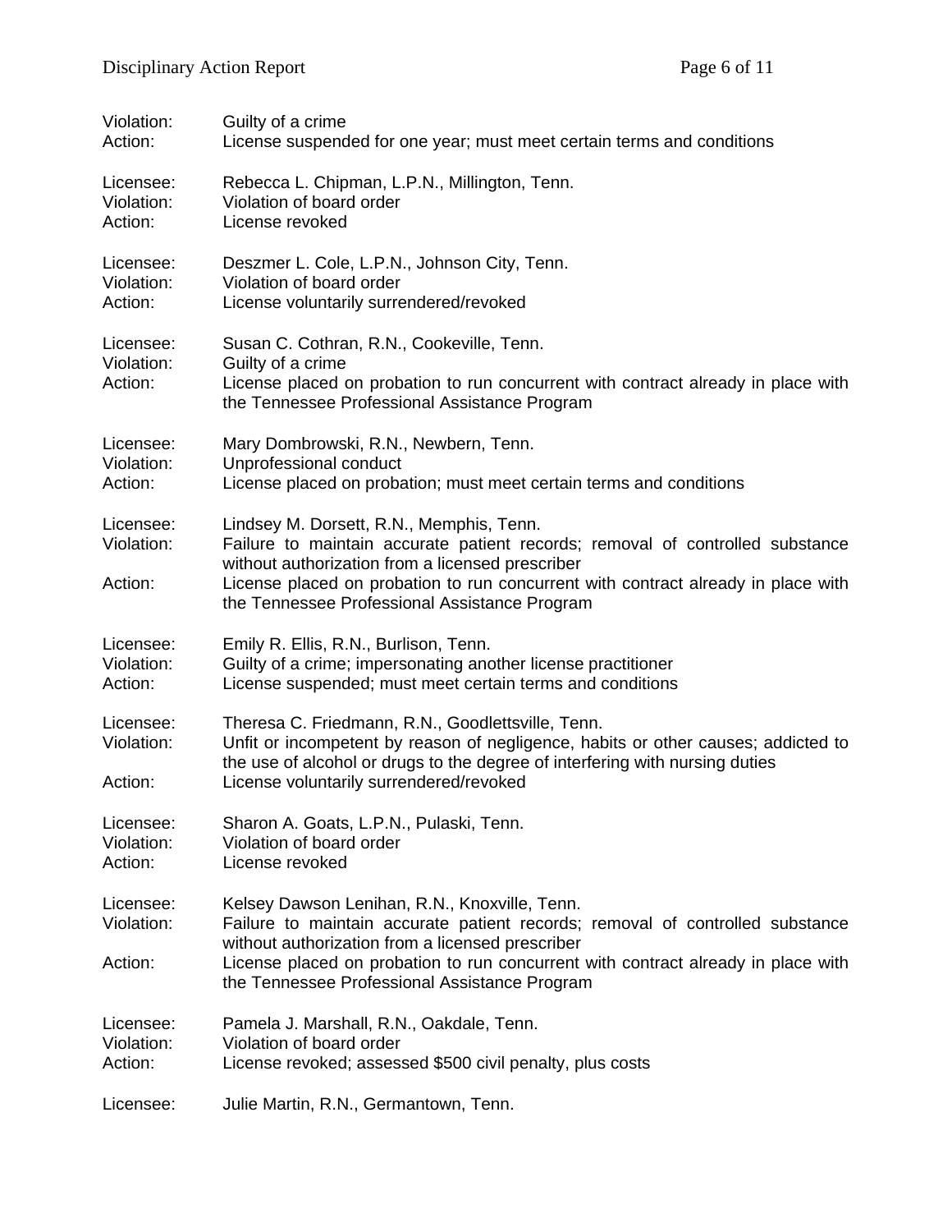Violation: Guilty of a crime
Action: License suspended for one year; must meet certain terms and conditions

Licensee: Rebecca L. Chipman, L.P.N., Millington, Tenn.
Violation: Violation of board order
Action: License revoked

Licensee: Deszmer L. Cole, L.P.N., Johnson City, Tenn.
Violation: Violation of board order
Action: License voluntarily surrendered/revoked

Licensee: Susan C. Cothran, R.N., Cookeville, Tenn.
Violation: Guilty of a crime
Action: License placed on probation to run concurrent with contract already in place with the Tennessee Professional Assistance Program

Licensee: Mary Dombrowski, R.N., Newbern, Tenn.
Violation: Unprofessional conduct
Action: License placed on probation; must meet certain terms and conditions

Licensee: Lindsey M. Dorsett, R.N., Memphis, Tenn.
Violation: Failure to maintain accurate patient records; removal of controlled substance without authorization from a licensed prescriber
Action: License placed on probation to run concurrent with contract already in place with the Tennessee Professional Assistance Program

Licensee: Emily R. Ellis, R.N., Burlison, Tenn.
Violation: Guilty of a crime; impersonating another license practitioner
Action: License suspended; must meet certain terms and conditions

Licensee: Theresa C. Friedmann, R.N., Goodlettsville, Tenn.
Violation: Unfit or incompetent by reason of negligence, habits or other causes; addicted to the use of alcohol or drugs to the degree of interfering with nursing duties
Action: License voluntarily surrendered/revoked

Licensee: Sharon A. Goats, L.P.N., Pulaski, Tenn.
Violation: Violation of board order
Action: License revoked

Licensee: Kelsey Dawson Lenihan, R.N., Knoxville, Tenn.
Violation: Failure to maintain accurate patient records; removal of controlled substance without authorization from a licensed prescriber
Action: License placed on probation to run concurrent with contract already in place with the Tennessee Professional Assistance Program

Licensee: Pamela J. Marshall, R.N., Oakdale, Tenn.
Violation: Violation of board order
Action: License revoked; assessed $500 civil penalty, plus costs

Licensee: Julie Martin, R.N., Germantown, Tenn.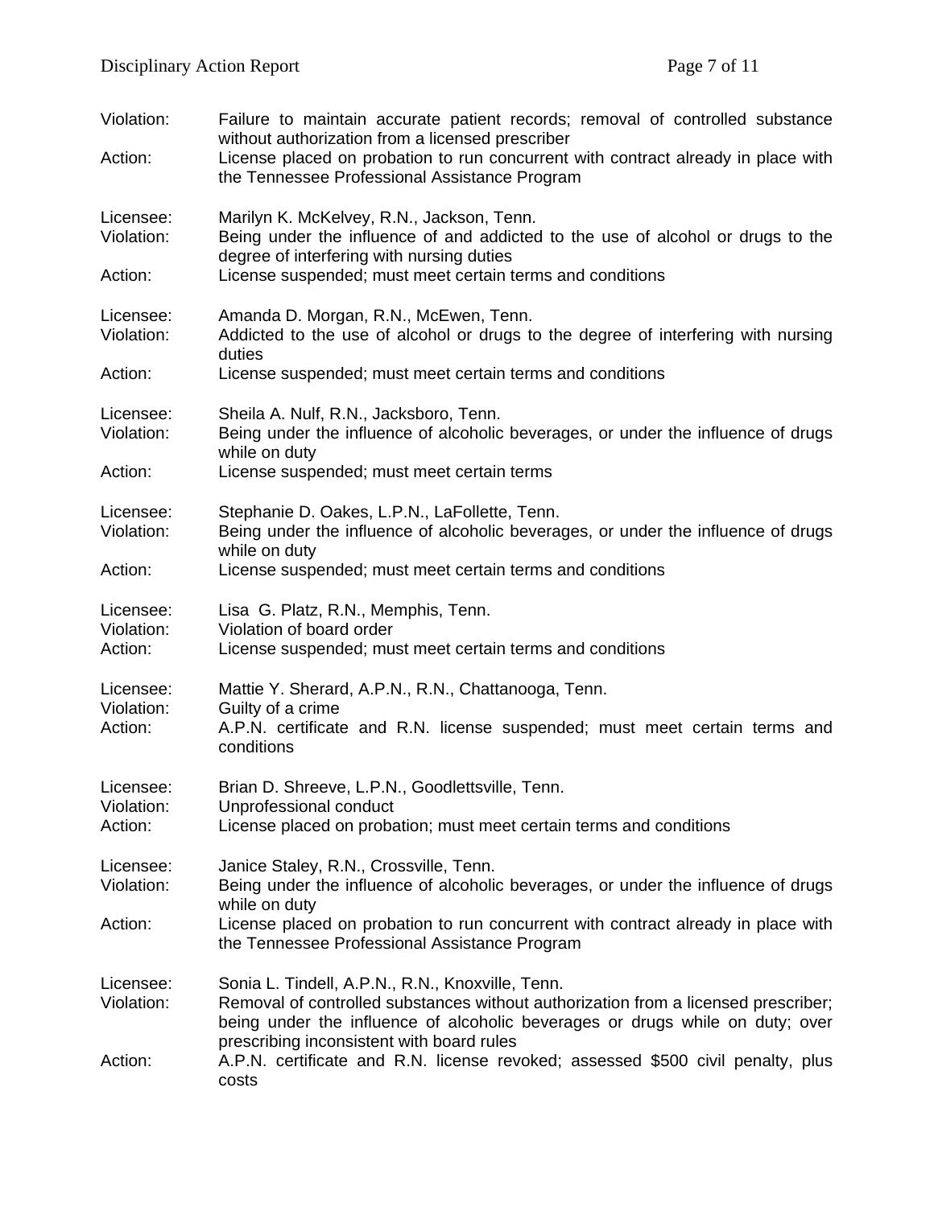Violation: Failure to maintain accurate patient records; removal of controlled substance without authorization from a licensed prescriber
Action: License placed on probation to run concurrent with contract already in place with the Tennessee Professional Assistance Program

Licensee: Marilyn K. McKelvey, R.N., Jackson, Tenn.
Violation: Being under the influence of and addicted to the use of alcohol or drugs to the degree of interfering with nursing duties
Action: License suspended; must meet certain terms and conditions

Licensee: Amanda D. Morgan, R.N., McEwen, Tenn.
Violation: Addicted to the use of alcohol or drugs to the degree of interfering with nursing duties
Action: License suspended; must meet certain terms and conditions

Licensee: Sheila A. Nulf, R.N., Jacksboro, Tenn.
Violation: Being under the influence of alcoholic beverages, or under the influence of drugs while on duty
Action: License suspended; must meet certain terms

Licensee: Stephanie D. Oakes, L.P.N., LaFollette, Tenn.
Violation: Being under the influence of alcoholic beverages, or under the influence of drugs while on duty
Action: License suspended; must meet certain terms and conditions

Licensee: Lisa G. Platz, R.N., Memphis, Tenn.
Violation: Violation of board order
Action: License suspended; must meet certain terms and conditions

Licensee: Mattie Y. Sherard, A.P.N., R.N., Chattanooga, Tenn.
Violation: Guilty of a crime
Action: A.P.N. certificate and R.N. license suspended; must meet certain terms and conditions

Licensee: Brian D. Shreeve, L.P.N., Goodlettsville, Tenn.
Violation: Unprofessional conduct
Action: License placed on probation; must meet certain terms and conditions

Licensee: Janice Staley, R.N., Crossville, Tenn.
Violation: Being under the influence of alcoholic beverages, or under the influence of drugs while on duty
Action: License placed on probation to run concurrent with contract already in place with the Tennessee Professional Assistance Program

Licensee: Sonia L. Tindell, A.P.N., R.N., Knoxville, Tenn.
Violation: Removal of controlled substances without authorization from a licensed prescriber; being under the influence of alcoholic beverages or drugs while on duty; over prescribing inconsistent with board rules
Action: A.P.N. certificate and R.N. license revoked; assessed $500 civil penalty, plus costs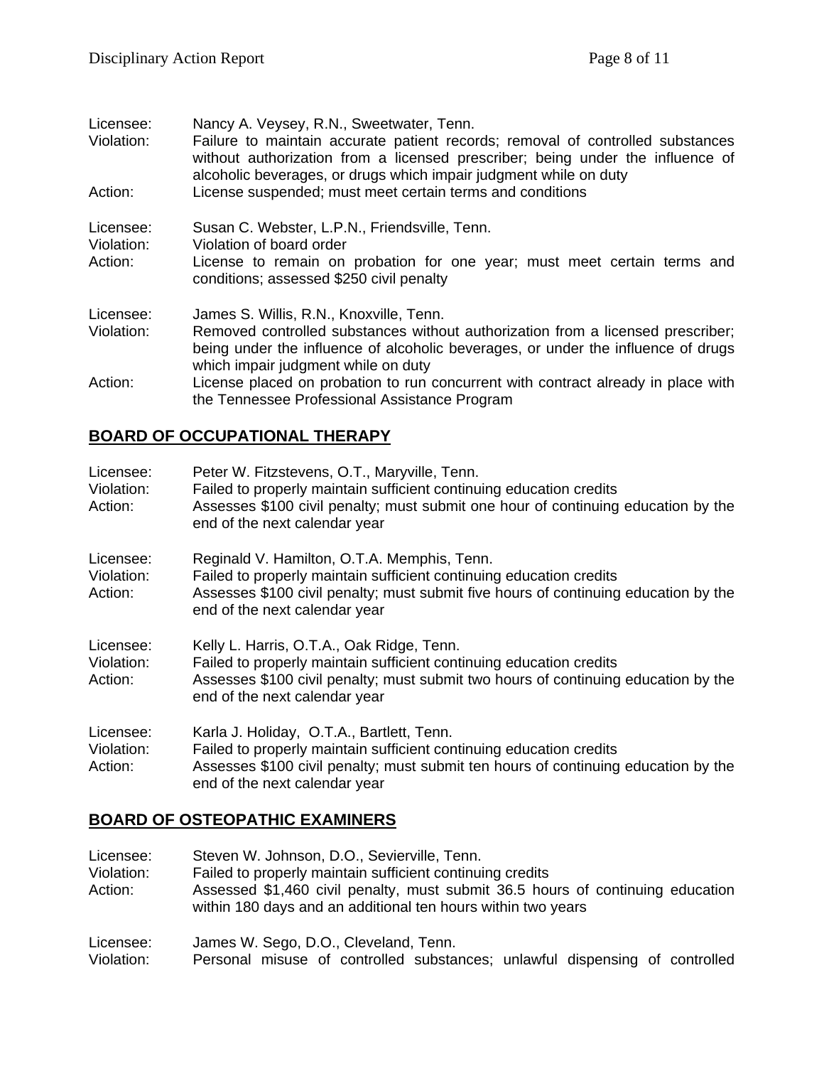Licensee: Nancy A. Veysey, R.N., Sweetwater, Tenn.
Violation: Failure to maintain accurate patient records; removal of controlled substances without authorization from a licensed prescriber; being under the influence of alcoholic beverages, or drugs which impair judgment while on duty
Action: License suspended; must meet certain terms and conditions

Licensee: Susan C. Webster, L.P.N., Friendsville, Tenn.
Violation: Violation of board order
Action: License to remain on probation for one year; must meet certain terms and conditions; assessed $250 civil penalty

Licensee: James S. Willis, R.N., Knoxville, Tenn.
Violation: Removed controlled substances without authorization from a licensed prescriber; being under the influence of alcoholic beverages, or under the influence of drugs which impair judgment while on duty
Action: License placed on probation to run concurrent with contract already in place with the Tennessee Professional Assistance Program

## BOARD OF OCCUPATIONAL THERAPY

Licensee: Peter W. Fitzstevens, O.T., Maryville, Tenn.
Violation: Failed to properly maintain sufficient continuing education credits
Action: Assesses $100 civil penalty; must submit one hour of continuing education by the end of the next calendar year

Licensee: Reginald V. Hamilton, O.T.A. Memphis, Tenn.
Violation: Failed to properly maintain sufficient continuing education credits
Action: Assesses $100 civil penalty; must submit five hours of continuing education by the end of the next calendar year

Licensee: Kelly L. Harris, O.T.A., Oak Ridge, Tenn.
Violation: Failed to properly maintain sufficient continuing education credits
Action: Assesses $100 civil penalty; must submit two hours of continuing education by the end of the next calendar year

Licensee: Karla J. Holiday, O.T.A., Bartlett, Tenn.
Violation: Failed to properly maintain sufficient continuing education credits
Action: Assesses $100 civil penalty; must submit ten hours of continuing education by the end of the next calendar year

## BOARD OF OSTEOPATHIC EXAMINERS

Licensee: Steven W. Johnson, D.O., Sevierville, Tenn.
Violation: Failed to properly maintain sufficient continuing credits
Action: Assessed $1,460 civil penalty, must submit 36.5 hours of continuing education within 180 days and an additional ten hours within two years

Licensee: James W. Sego, D.O., Cleveland, Tenn.
Violation: Personal misuse of controlled substances; unlawful dispensing of controlled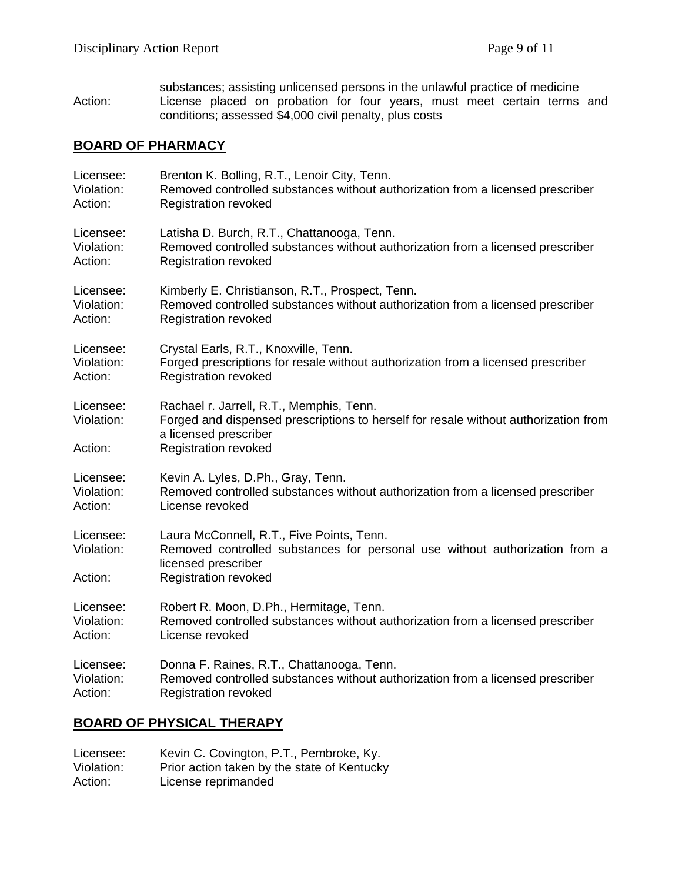substances; assisting unlicensed persons in the unlawful practice of medicine
Action: License placed on probation for four years, must meet certain terms and conditions; assessed $4,000 civil penalty, plus costs

## BOARD OF PHARMACY

Licensee: Brenton K. Bolling, R.T., Lenoir City, Tenn.
Violation: Removed controlled substances without authorization from a licensed prescriber
Action: Registration revoked

Licensee: Latisha D. Burch, R.T., Chattanooga, Tenn.
Violation: Removed controlled substances without authorization from a licensed prescriber
Action: Registration revoked

Licensee: Kimberly E. Christianson, R.T., Prospect, Tenn.
Violation: Removed controlled substances without authorization from a licensed prescriber
Action: Registration revoked

Licensee: Crystal Earls, R.T., Knoxville, Tenn.
Violation: Forged prescriptions for resale without authorization from a licensed prescriber
Action: Registration revoked

Licensee: Rachael r. Jarrell, R.T., Memphis, Tenn.
Violation: Forged and dispensed prescriptions to herself for resale without authorization from a licensed prescriber
Action: Registration revoked

Licensee: Kevin A. Lyles, D.Ph., Gray, Tenn.
Violation: Removed controlled substances without authorization from a licensed prescriber
Action: License revoked

Licensee: Laura McConnell, R.T., Five Points, Tenn.
Violation: Removed controlled substances for personal use without authorization from a licensed prescriber
Action: Registration revoked

Licensee: Robert R. Moon, D.Ph., Hermitage, Tenn.
Violation: Removed controlled substances without authorization from a licensed prescriber
Action: License revoked

Licensee: Donna F. Raines, R.T., Chattanooga, Tenn.
Violation: Removed controlled substances without authorization from a licensed prescriber
Action: Registration revoked

## BOARD OF PHYSICAL THERAPY

Licensee: Kevin C. Covington, P.T., Pembroke, Ky.
Violation: Prior action taken by the state of Kentucky
Action: License reprimanded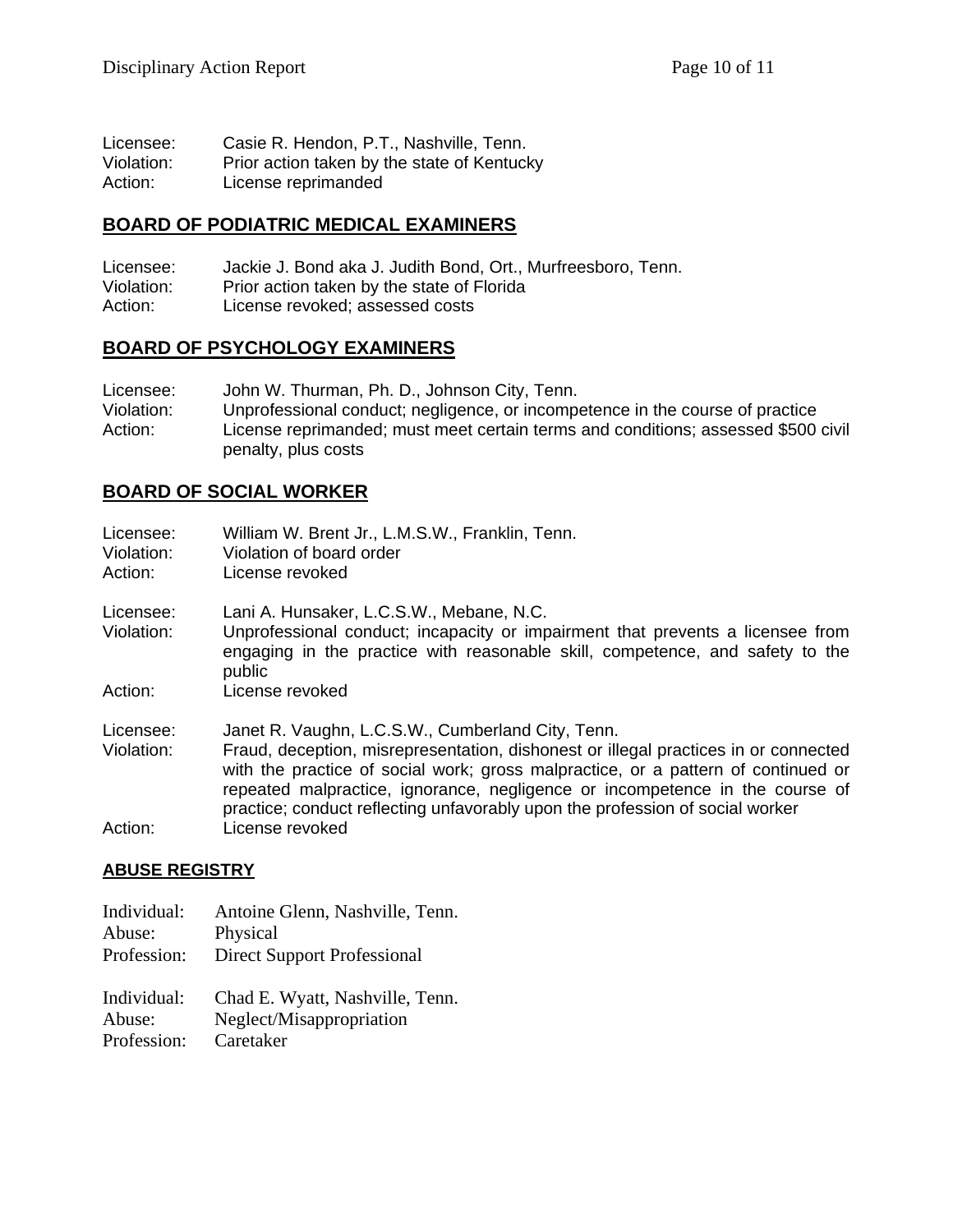Licensee: Casie R. Hendon, P.T., Nashville, Tenn.
Violation: Prior action taken by the state of Kentucky
Action: License reprimanded

## BOARD OF PODIATRIC MEDICAL EXAMINERS

Licensee: Jackie J. Bond aka J. Judith Bond, Ort., Murfreesboro, Tenn.
Violation: Prior action taken by the state of Florida
Action: License revoked; assessed costs

## BOARD OF PSYCHOLOGY EXAMINERS

Licensee: John W. Thurman, Ph. D., Johnson City, Tenn.
Violation: Unprofessional conduct; negligence, or incompetence in the course of practice
Action: License reprimanded; must meet certain terms and conditions; assessed $500 civil penalty, plus costs

## BOARD OF SOCIAL WORKER

Licensee: William W. Brent Jr., L.M.S.W., Franklin, Tenn.
Violation: Violation of board order
Action: License revoked

Licensee: Lani A. Hunsaker, L.C.S.W., Mebane, N.C.
Violation: Unprofessional conduct; incapacity or impairment that prevents a licensee from engaging in the practice with reasonable skill, competence, and safety to the public
Action: License revoked

Licensee: Janet R. Vaughn, L.C.S.W., Cumberland City, Tenn.
Violation: Fraud, deception, misrepresentation, dishonest or illegal practices in or connected with the practice of social work; gross malpractice, or a pattern of continued or repeated malpractice, ignorance, negligence or incompetence in the course of practice; conduct reflecting unfavorably upon the profession of social worker
Action: License revoked

## ABUSE REGISTRY

Individual: Antoine Glenn, Nashville, Tenn.
Abuse: Physical
Profession: Direct Support Professional

Individual: Chad E. Wyatt, Nashville, Tenn.
Abuse: Neglect/Misappropriation
Profession: Caretaker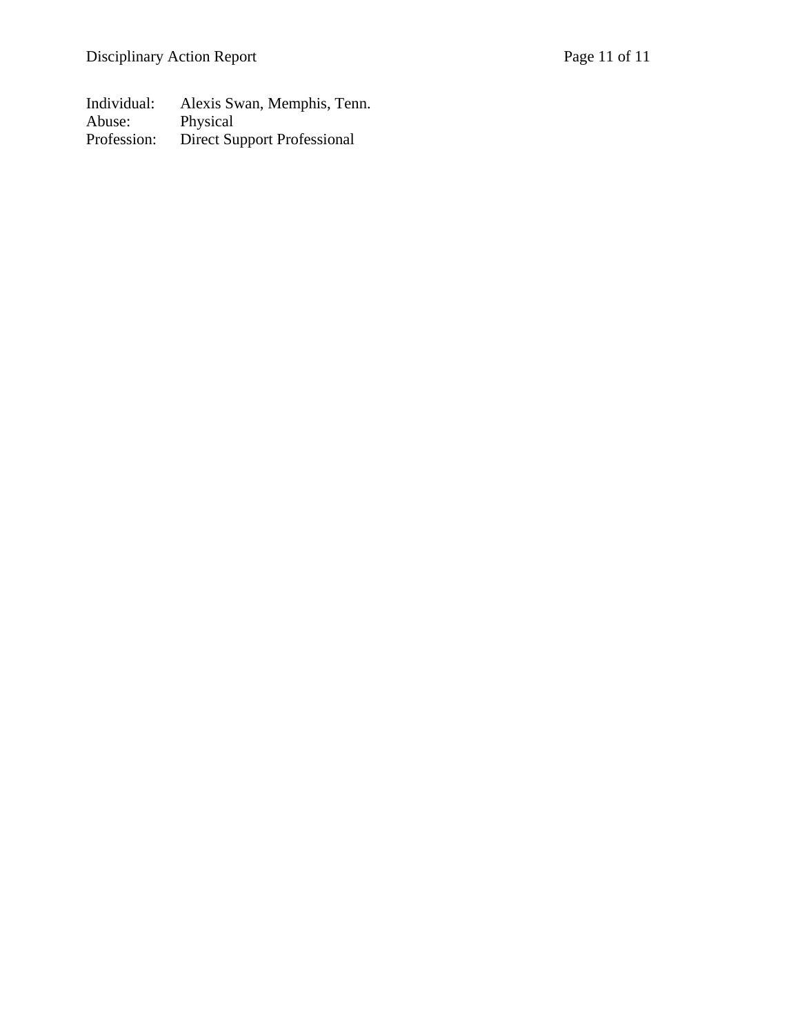Individual: Alexis Swan, Memphis, Tenn.
Abuse: Physical
Profession: Direct Support Professional